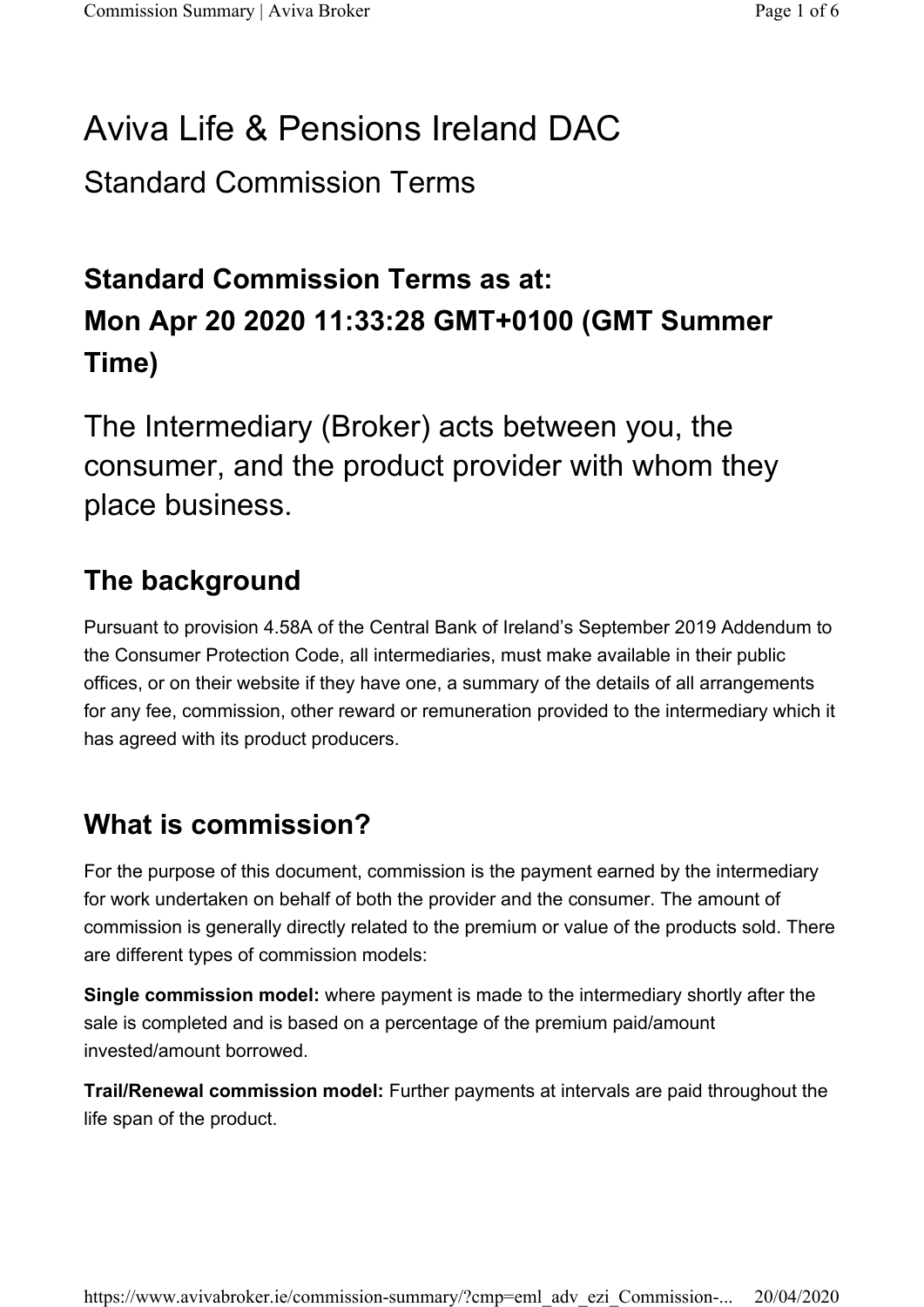# Aviva Life & Pensions Ireland DAC

## Standard Commission Terms

### Standard Commission Terms as at: Mon Apr 20 2020 11:33:28 GMT+0100 (GMT Summer Time)

The Intermediary (Broker) acts between you, the consumer, and the product provider with whom they place business.

### The background

Pursuant to provision 4.58A of the Central Bank of Ireland's September 2019 Addendum to the Consumer Protection Code, all intermediaries, must make available in their public offices, or on their website if they have one, a summary of the details of all arrangements for any fee, commission, other reward or remuneration provided to the intermediary which it has agreed with its product producers.

### What is commission?

For the purpose of this document, commission is the payment earned by the intermediary for work undertaken on behalf of both the provider and the consumer. The amount of commission is generally directly related to the premium or value of the products sold. There are different types of commission models:

**Single commission model:** where payment is made to the intermediary shortly after the sale is completed and is based on a percentage of the premium paid/amount invested/amount borrowed.

**Trail/Renewal commission model:** Further payments at intervals are paid throughout the life span of the product.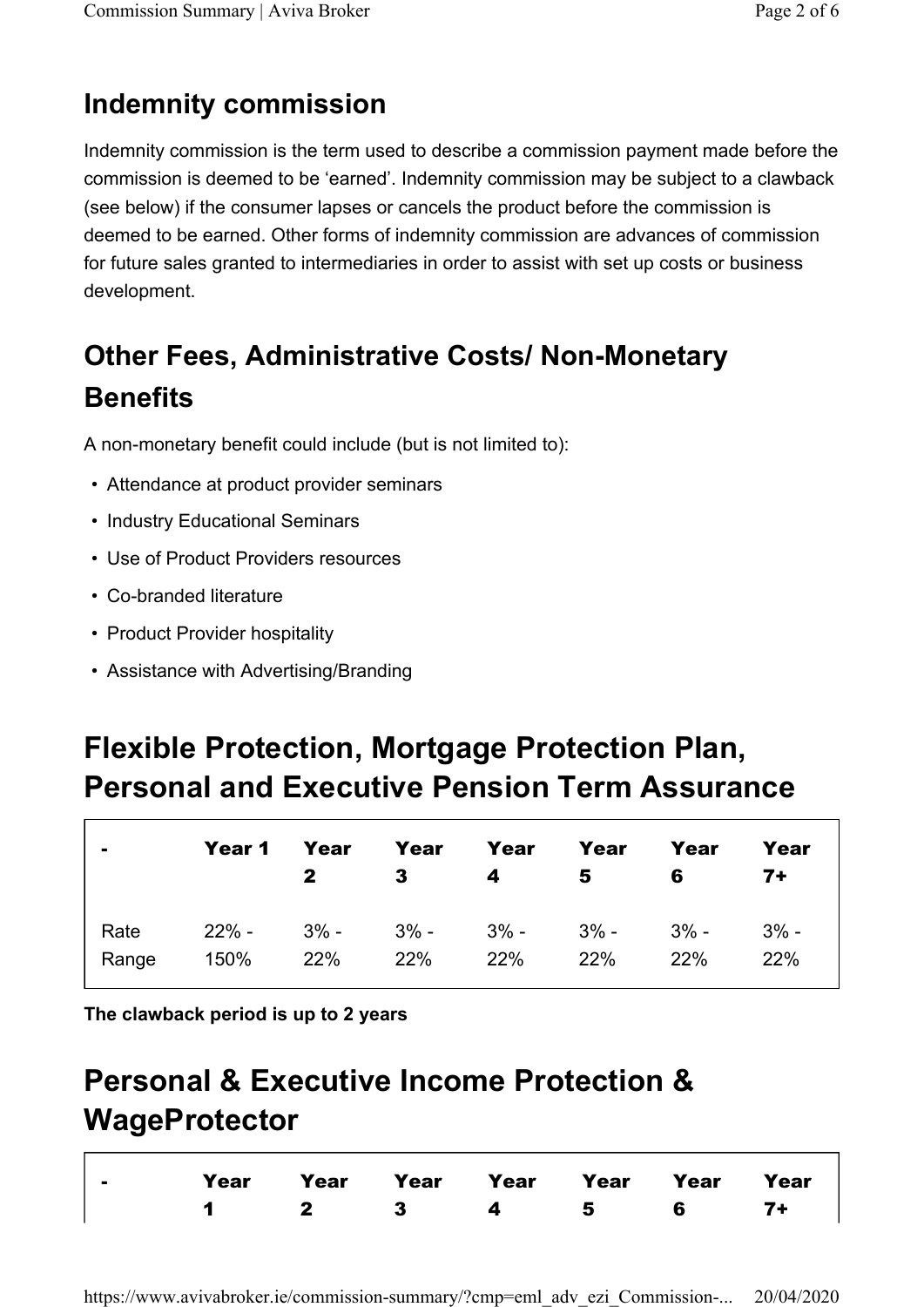## Indemnity commission

Indemnity commission is the term used to describe a commission payment made before the commission is deemed to be 'earned'. Indemnity commission may be subject to a clawback (see below) if the consumer lapses or cancels the product before the commission is deemed to be earned. Other forms of indemnity commission are advances of commission for future sales granted to intermediaries in order to assist with set up costs or business development.

## Other Fees, Administrative Costs/ Non-Monetary Benefits

A non-monetary benefit could include (but is not limited to):

- Attendance at product provider seminars
- Industry Educational Seminars
- Use of Product Providers resources
- Co-branded literature
- Product Provider hospitality
- Assistance with Advertising/Branding

# Flexible Protection, Mortgage Protection Plan, Personal and Executive Pension Term Assurance

| - | Year 1 | Year 2 | Year 3 | Year 4 | Year 5 | Year 6 | Year 7+ |
|---|---|---|---|---|---|---|---|
| Rate Range | 22% - 150% | 3% - 22% | 3% - 22% | 3% - 22% | 3% - 22% | 3% - 22% | 3% - 22% |

**The clawback period is up to 2 years**

# Personal & Executive Income Protection & WageProtector

| - | Year 1 | Year 2 | Year 3 | Year 4 | Year 5 | Year 6 | Year 7+ |
|---|---|---|---|---|---|---|---|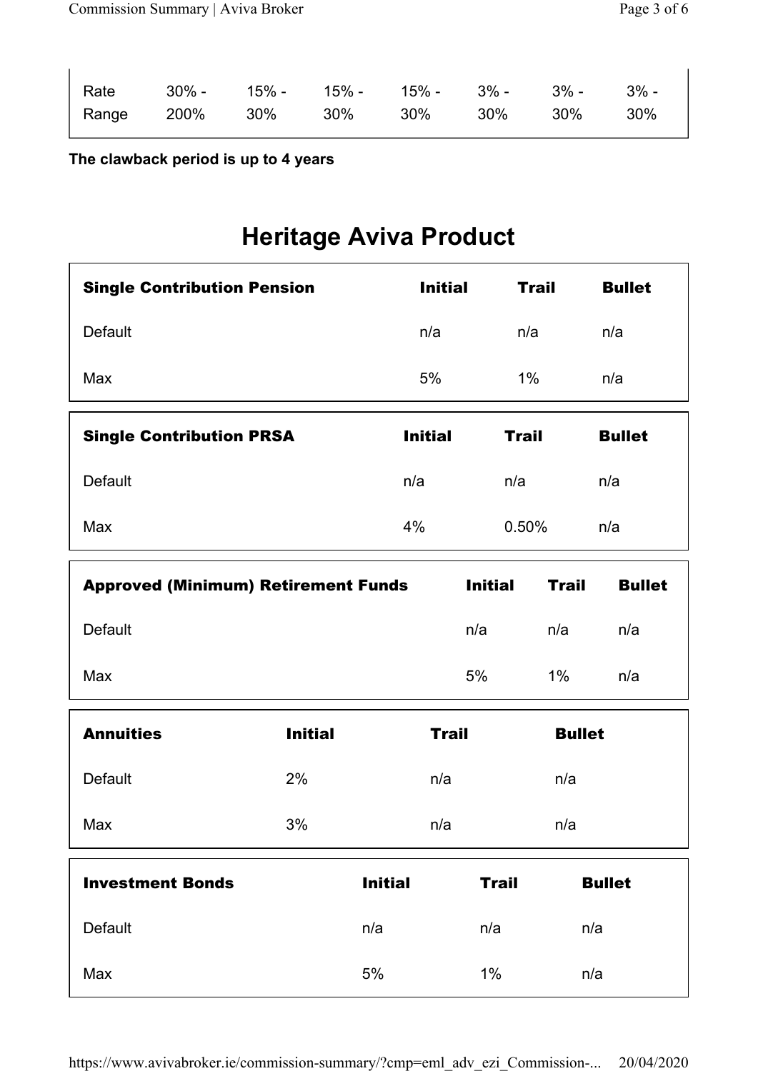| Rate Range | 30% - 200% | 15% - 30% | 15% - 30% | 15% - 30% | 3% - 30% | 3% - 30% | 3% - 30% |
|---|---|---|---|---|---|---|---|

**The clawback period is up to 4 years**

# Heritage Aviva Product

| Single Contribution Pension | Initial | Trail | Bullet |
|---|---|---|---|
| Default | n/a | n/a | n/a |
| Max | 5% | 1% | n/a |

| Single Contribution PRSA | Initial | Trail | Bullet |
|---|---|---|---|
| Default | n/a | n/a | n/a |
| Max | 4% | 0.50% | n/a |

| Approved (Minimum) Retirement Funds | Initial | Trail | Bullet |
|---|---|---|---|
| Default | n/a | n/a | n/a |
| Max | 5% | 1% | n/a |

| Annuities | Initial | Trail | Bullet |
|---|---|---|---|
| Default | 2% | n/a | n/a |
| Max | 3% | n/a | n/a |

| Investment Bonds | Initial | Trail | Bullet |
|---|---|---|---|
| Default | n/a | n/a | n/a |
| Max | 5% | 1% | n/a |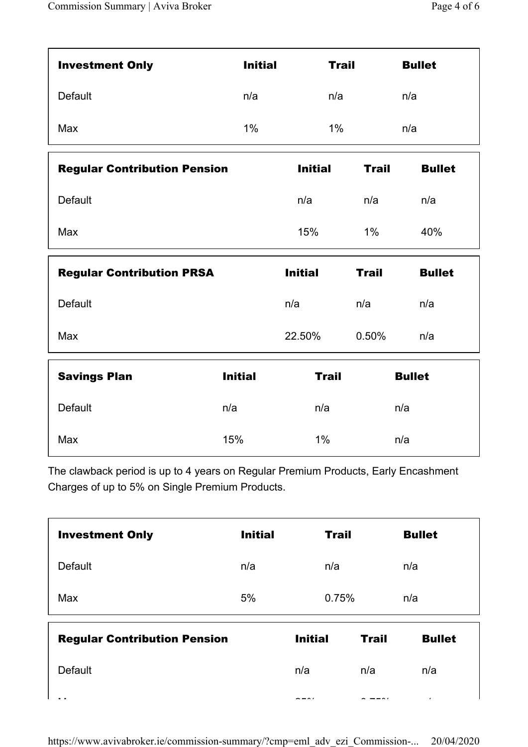| Investment Only | Initial | Trail | Bullet |
| --- | --- | --- | --- |
| Default | n/a | n/a | n/a |
| Max | 1% | 1% | n/a |

| Regular Contribution Pension | Initial | Trail | Bullet |
| --- | --- | --- | --- |
| Default | n/a | n/a | n/a |
| Max | 15% | 1% | 40% |

| Regular Contribution PRSA | Initial | Trail | Bullet |
| --- | --- | --- | --- |
| Default | n/a | n/a | n/a |
| Max | 22.50% | 0.50% | n/a |

| Savings Plan | Initial | Trail | Bullet |
| --- | --- | --- | --- |
| Default | n/a | n/a | n/a |
| Max | 15% | 1% | n/a |

The clawback period is up to 4 years on Regular Premium Products, Early Encashment Charges of up to 5% on Single Premium Products.

| Investment Only | Initial | Trail | Bullet |
| --- | --- | --- | --- |
| Default | n/a | n/a | n/a |
| Max | 5% | 0.75% | n/a |

| Regular Contribution Pension | Initial | Trail | Bullet |
| --- | --- | --- | --- |
| Default | n/a | n/a | n/a |
| Max | 25% | 0.75% | n/a |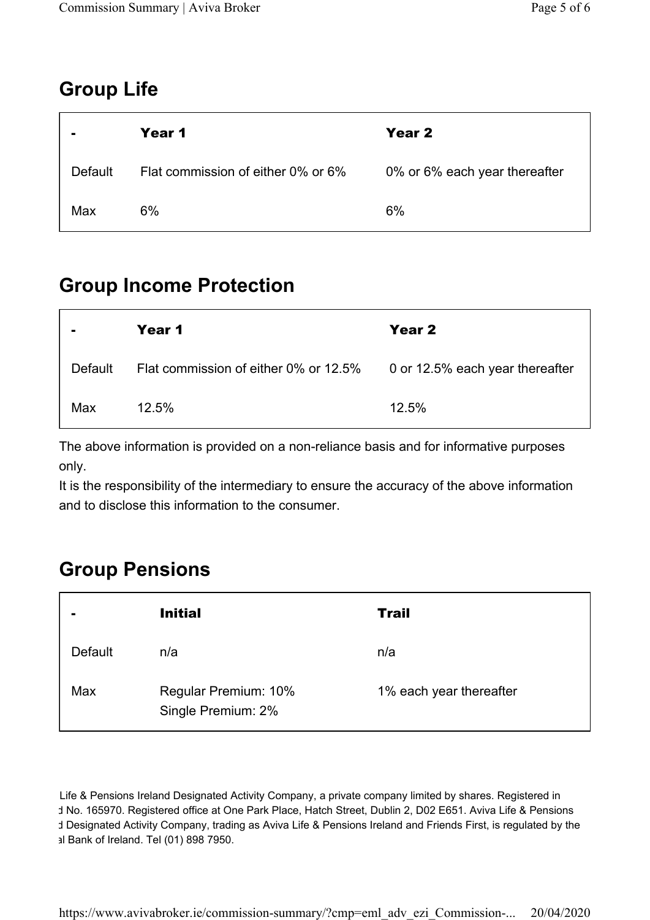## Group Life

| - | Year 1 | Year 2 |
|---|---|---|
| Default | Flat commission of either 0% or 6% | 0% or 6% each year thereafter |
| Max | 6% | 6% |

## Group Income Protection

| - | Year 1 | Year 2 |
|---|---|---|
| Default | Flat commission of either 0% or 12.5% | 0 or 12.5% each year thereafter |
| Max | 12.5% | 12.5% |

The above information is provided on a non-reliance basis and for informative purposes only.
It is the responsibility of the intermediary to ensure the accuracy of the above information and to disclose this information to the consumer.

## Group Pensions

| - | Initial | Trail |
|---|---|---|
| Default | n/a | n/a |
| Max | Regular Premium: 10%<br>Single Premium: 2% | 1% each year thereafter |

Life & Pensions Ireland Designated Activity Company, a private company limited by shares. Registered in d No. 165970. Registered office at One Park Place, Hatch Street, Dublin 2, D02 E651. Aviva Life & Pensions d Designated Activity Company, trading as Aviva Life & Pensions Ireland and Friends First, is regulated by the al Bank of Ireland. Tel (01) 898 7950.